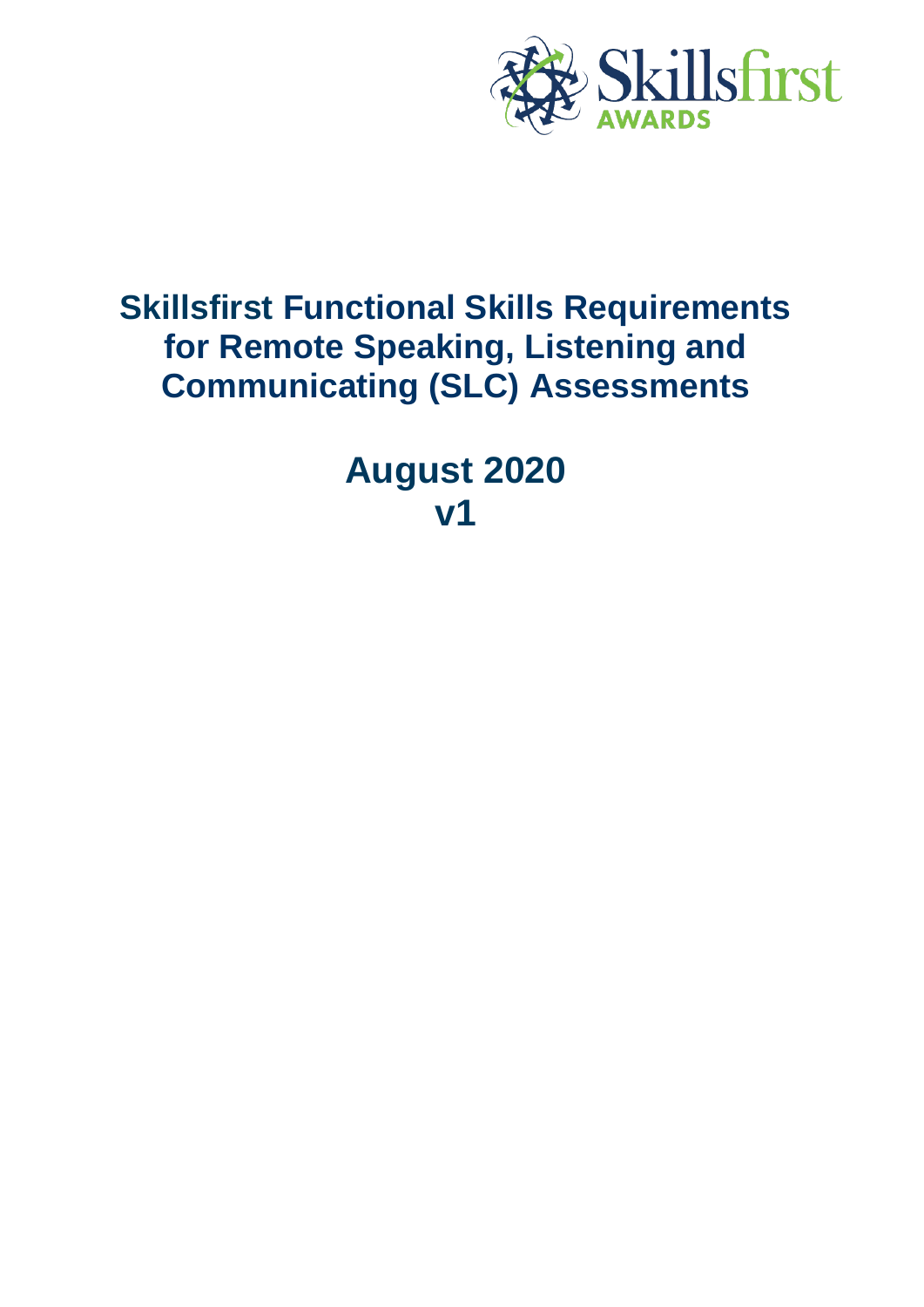# Skillsfirst Functional Skills Requirements for Remote Speaking, Listening and Communicating (SLC) Assessments

## August 2020
## v1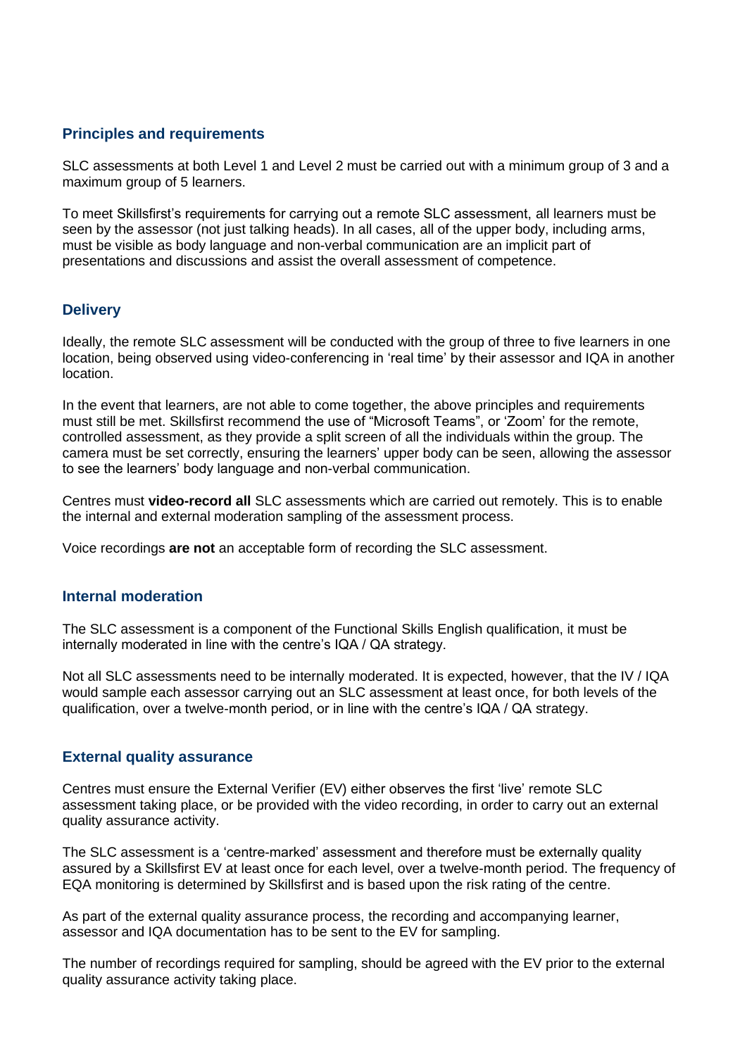## Principles and requirements

SLC assessments at both Level 1 and Level 2 must be carried out with a minimum group of 3 and a maximum group of 5 learners.

To meet Skillsfirst's requirements for carrying out a remote SLC assessment, all learners must be seen by the assessor (not just talking heads). In all cases, all of the upper body, including arms, must be visible as body language and non-verbal communication are an implicit part of presentations and discussions and assist the overall assessment of competence.

## Delivery

Ideally, the remote SLC assessment will be conducted with the group of three to five learners in one location, being observed using video-conferencing in 'real time' by their assessor and IQA in another location.

In the event that learners, are not able to come together, the above principles and requirements must still be met. Skillsfirst recommend the use of "Microsoft Teams", or 'Zoom' for the remote, controlled assessment, as they provide a split screen of all the individuals within the group. The camera must be set correctly, ensuring the learners' upper body can be seen, allowing the assessor to see the learners' body language and non-verbal communication.

Centres must **video-record all** SLC assessments which are carried out remotely. This is to enable the internal and external moderation sampling of the assessment process.

Voice recordings **are not** an acceptable form of recording the SLC assessment.

## Internal moderation

The SLC assessment is a component of the Functional Skills English qualification, it must be internally moderated in line with the centre's IQA / QA strategy.

Not all SLC assessments need to be internally moderated. It is expected, however, that the IV / IQA would sample each assessor carrying out an SLC assessment at least once, for both levels of the qualification, over a twelve-month period, or in line with the centre's IQA / QA strategy.

## External quality assurance

Centres must ensure the External Verifier (EV) either observes the first 'live' remote SLC assessment taking place, or be provided with the video recording, in order to carry out an external quality assurance activity.

The SLC assessment is a 'centre-marked' assessment and therefore must be externally quality assured by a Skillsfirst EV at least once for each level, over a twelve-month period. The frequency of EQA monitoring is determined by Skillsfirst and is based upon the risk rating of the centre.

As part of the external quality assurance process, the recording and accompanying learner, assessor and IQA documentation has to be sent to the EV for sampling.

The number of recordings required for sampling, should be agreed with the EV prior to the external quality assurance activity taking place.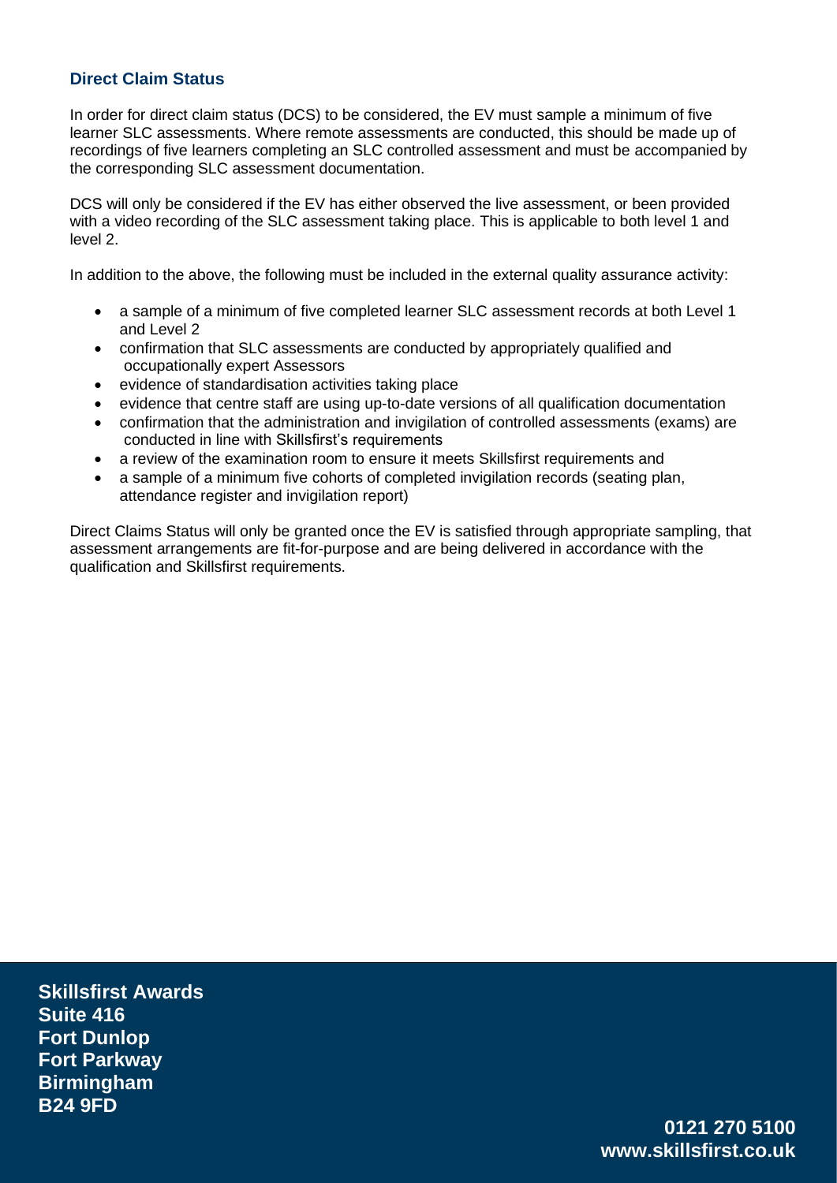### Direct Claim Status

In order for direct claim status (DCS) to be considered, the EV must sample a minimum of five learner SLC assessments. Where remote assessments are conducted, this should be made up of recordings of five learners completing an SLC controlled assessment and must be accompanied by the corresponding SLC assessment documentation.

DCS will only be considered if the EV has either observed the live assessment, or been provided with a video recording of the SLC assessment taking place. This is applicable to both level 1 and level 2.

In addition to the above, the following must be included in the external quality assurance activity:

- a sample of a minimum of five completed learner SLC assessment records at both Level 1 and Level 2
- confirmation that SLC assessments are conducted by appropriately qualified and occupationally expert Assessors
- evidence of standardisation activities taking place
- evidence that centre staff are using up-to-date versions of all qualification documentation
- confirmation that the administration and invigilation of controlled assessments (exams) are conducted in line with Skillsfirst's requirements
- a review of the examination room to ensure it meets Skillsfirst requirements and
- a sample of a minimum five cohorts of completed invigilation records (seating plan, attendance register and invigilation report)

Direct Claims Status will only be granted once the EV is satisfied through appropriate sampling, that assessment arrangements are fit-for-purpose and are being delivered in accordance with the qualification and Skillsfirst requirements.

**Skillsfirst Awards**
**Suite 416**
**Fort Dunlop**
**Fort Parkway**
**Birmingham**
**B24 9FD**

**0121 270 5100**
**www.skillsfirst.co.uk**